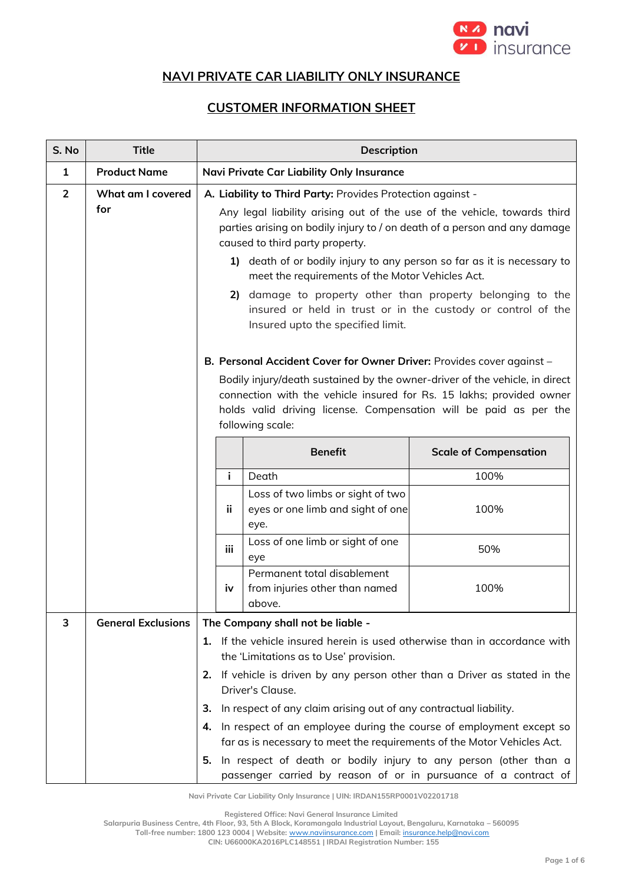# NAVI PRIVATE CAR LIABILITY ONLY INSURANCE

## CUSTOMER INFORMATION SHEET

| S. No | Title | Description |
|---|---|---|
| 1 | **Product Name** | **Navi Private Car Liability Only Insurance** |
| 2 | **What am I covered for** | **A. Liability to Third Party:** Provides Protection against - <br> Any legal liability arising out of the use of the vehicle, towards third parties arising on bodily injury to / on death of a person and any damage caused to third party property. <br> **1)** death of or bodily injury to any person so far as it is necessary to meet the requirements of the Motor Vehicles Act. <br> **2)** damage to property other than property belonging to the insured or held in trust or in the custody or control of the Insured upto the specified limit. <br><br> **B. Personal Accident Cover for Owner Driver:** Provides cover against – <br> Bodily injury/death sustained by the owner-driver of the vehicle, in direct connection with the vehicle insured for Rs. 15 lakhs; provided owner holds valid driving license. Compensation will be paid as per the following scale: <br><br> **Benefit — Scale of Compensation** <br> i. Death — 100% <br> ii. Loss of two limbs or sight of two eyes or one limb and sight of one eye. — 100% <br> iii. Loss of one limb or sight of one eye — 50% <br> iv. Permanent total disablement from injuries other than named above. — 100% |
| 3 | **General Exclusions** | **The Company shall not be liable -** <br> **1.** If the vehicle insured herein is used otherwise than in accordance with the 'Limitations as to Use' provision. <br> **2.** If vehicle is driven by any person other than a Driver as stated in the Driver's Clause. <br> **3.** In respect of any claim arising out of any contractual liability. <br> **4.** In respect of an employee during the course of employment except so far as is necessary to meet the requirements of the Motor Vehicles Act. <br> **5.** In respect of death or bodily injury to any person (other than a passenger carried by reason of or in pursuance of a contract of |

Navi Private Car Liability Only Insurance | UIN: IRDAN155RP0001V02201718

Registered Office: Navi General Insurance Limited
Salarpuria Business Centre, 4th Floor, 93, 5th A Block, Koramangala Industrial Layout, Bengaluru, Karnataka – 560095
Toll-free number: 1800 123 0004 | Website: www.naviinsurance.com | Email: insurance.help@navi.com
CIN: U66000KA2016PLC148551 | IRDAI Registration Number: 155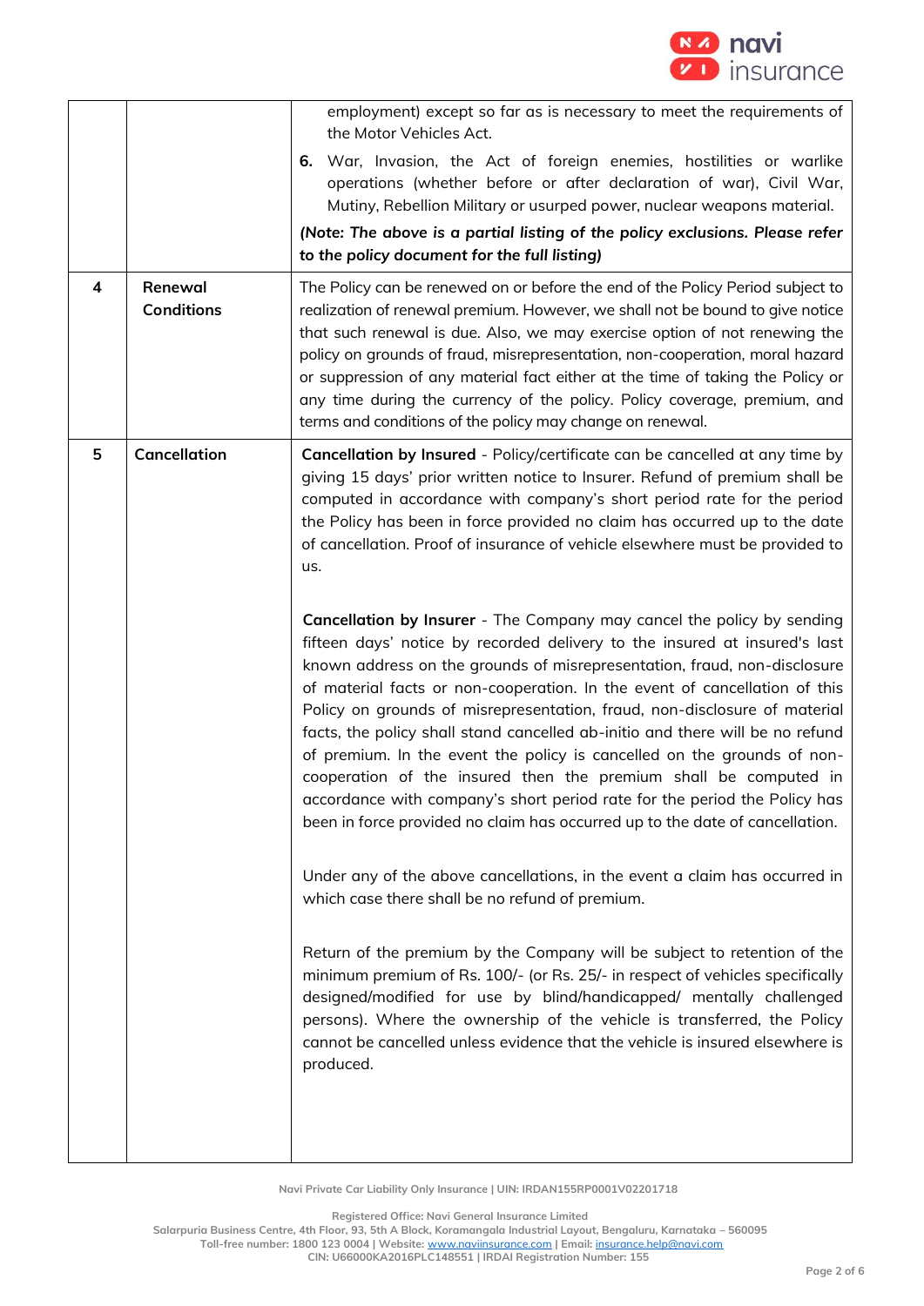|   |   |   |
|---|---|---|
|   |   | employment) except so far as is necessary to meet the requirements of the Motor Vehicles Act.<br><br>**6.** War, Invasion, the Act of foreign enemies, hostilities or warlike operations (whether before or after declaration of war), Civil War, Mutiny, Rebellion Military or usurped power, nuclear weapons material.<br><br>***(Note: The above is a partial listing of the policy exclusions. Please refer to the policy document for the full listing)*** |
| **4** | **Renewal Conditions** | The Policy can be renewed on or before the end of the Policy Period subject to realization of renewal premium. However, we shall not be bound to give notice that such renewal is due. Also, we may exercise option of not renewing the policy on grounds of fraud, misrepresentation, non-cooperation, moral hazard or suppression of any material fact either at the time of taking the Policy or any time during the currency of the policy. Policy coverage, premium, and terms and conditions of the policy may change on renewal. |
| **5** | **Cancellation** | **Cancellation by Insured** - Policy/certificate can be cancelled at any time by giving 15 days' prior written notice to Insurer. Refund of premium shall be computed in accordance with company's short period rate for the period the Policy has been in force provided no claim has occurred up to the date of cancellation. Proof of insurance of vehicle elsewhere must be provided to us.<br><br>**Cancellation by Insurer** - The Company may cancel the policy by sending fifteen days' notice by recorded delivery to the insured at insured's last known address on the grounds of misrepresentation, fraud, non-disclosure of material facts or non-cooperation. In the event of cancellation of this Policy on grounds of misrepresentation, fraud, non-disclosure of material facts, the policy shall stand cancelled ab-initio and there will be no refund of premium. In the event the policy is cancelled on the grounds of non-cooperation of the insured then the premium shall be computed in accordance with company's short period rate for the period the Policy has been in force provided no claim has occurred up to the date of cancellation.<br><br>Under any of the above cancellations, in the event a claim has occurred in which case there shall be no refund of premium.<br><br>Return of the premium by the Company will be subject to retention of the minimum premium of Rs. 100/- (or Rs. 25/- in respect of vehicles specifically designed/modified for use by blind/handicapped/ mentally challenged persons). Where the ownership of the vehicle is transferred, the Policy cannot be cancelled unless evidence that the vehicle is insured elsewhere is produced. |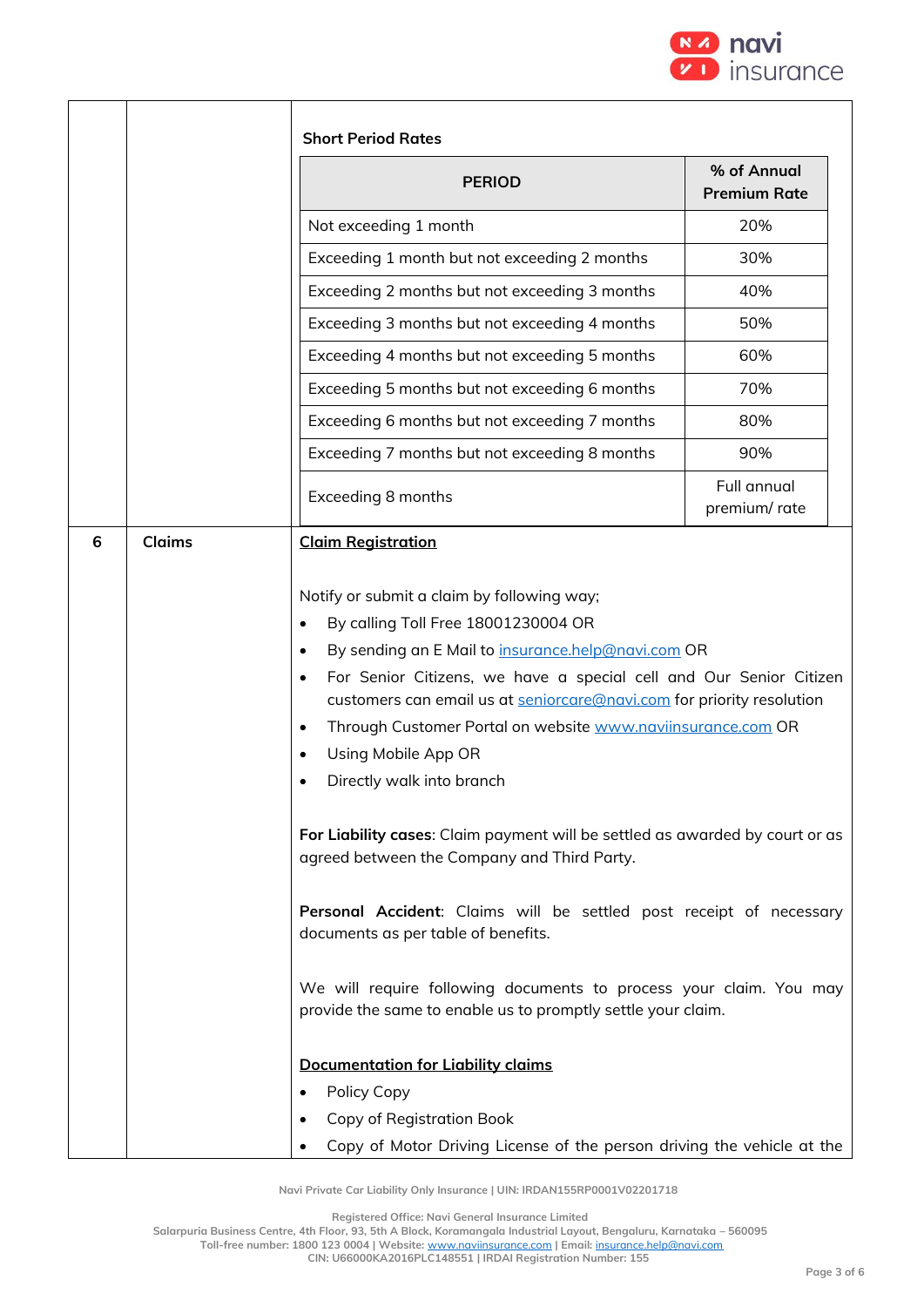| | | **Short Period Rates** |
|---|---|---|
| | | |

| PERIOD | % of Annual Premium Rate |
|---|---|
| Not exceeding 1 month | 20% |
| Exceeding 1 month but not exceeding 2 months | 30% |
| Exceeding 2 months but not exceeding 3 months | 40% |
| Exceeding 3 months but not exceeding 4 months | 50% |
| Exceeding 4 months but not exceeding 5 months | 60% |
| Exceeding 5 months but not exceeding 6 months | 70% |
| Exceeding 6 months but not exceeding 7 months | 80% |
| Exceeding 7 months but not exceeding 8 months | 90% |
| Exceeding 8 months | Full annual premium/ rate |

**6 Claims**

**Claim Registration**

Notify or submit a claim by following way;

- By calling Toll Free 18001230004 OR
- By sending an E Mail to insurance.help@navi.com OR
- For Senior Citizens, we have a special cell and Our Senior Citizen customers can email us at seniorcare@navi.com for priority resolution
- Through Customer Portal on website www.naviinsurance.com OR
- Using Mobile App OR
- Directly walk into branch

**For Liability cases**: Claim payment will be settled as awarded by court or as agreed between the Company and Third Party.

**Personal Accident**: Claims will be settled post receipt of necessary documents as per table of benefits.

We will require following documents to process your claim. You may provide the same to enable us to promptly settle your claim.

**Documentation for Liability claims**

- Policy Copy
- Copy of Registration Book
- Copy of Motor Driving License of the person driving the vehicle at the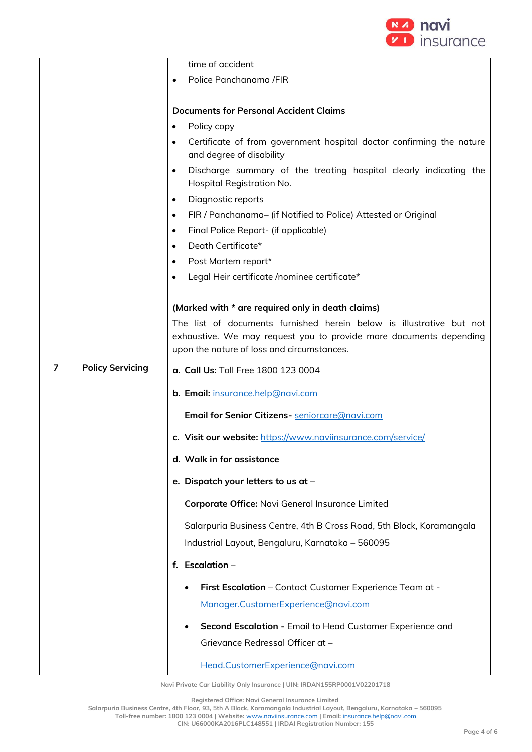| | | |
|---|---|---|
| | | time of accident<br>• Police Panchanama /FIR<br><br>**<u>Documents for Personal Accident Claims</u>**<br>• Policy copy<br>• Certificate of from government hospital doctor confirming the nature and degree of disability<br>• Discharge summary of the treating hospital clearly indicating the Hospital Registration No.<br>• Diagnostic reports<br>• FIR / Panchanama– (if Notified to Police) Attested or Original<br>• Final Police Report- (if applicable)<br>• Death Certificate*<br>• Post Mortem report*<br>• Legal Heir certificate /nominee certificate*<br><br>**<u>(Marked with * are required only in death claims)</u>**<br>The list of documents furnished herein below is illustrative but not exhaustive. We may request you to provide more documents depending upon the nature of loss and circumstances. |
| 7 | **Policy Servicing** | **a. Call Us:** Toll Free 1800 123 0004<br><br>**b. Email:** insurance.help@navi.com<br><br>**Email for Senior Citizens-** seniorcare@navi.com<br><br>**c. Visit our website:** https://www.naviinsurance.com/service/<br><br>**d. Walk in for assistance**<br><br>**e. Dispatch your letters to us at –**<br><br>**Corporate Office:** Navi General Insurance Limited<br><br>Salarpuria Business Centre, 4th B Cross Road, 5th Block, Koramangala Industrial Layout, Bengaluru, Karnataka – 560095<br><br>**f. Escalation –**<br>• **First Escalation** – Contact Customer Experience Team at - Manager.CustomerExperience@navi.com<br>• **Second Escalation -** Email to Head Customer Experience and Grievance Redressal Officer at – Head.CustomerExperience@navi.com |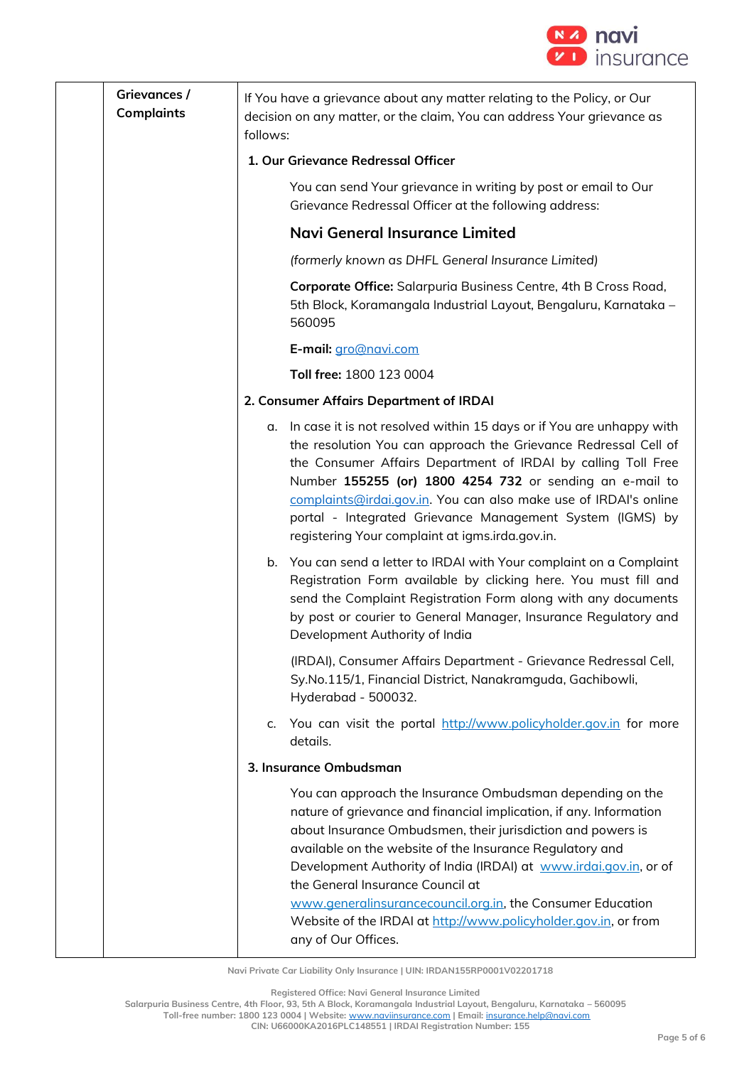| | Grievances / Complaints | If You have a grievance about any matter relating to the Policy, or Our decision on any matter, or the claim, You can address Your grievance as follows:<br><br>**1. Our Grievance Redressal Officer**<br><br>You can send Your grievance in writing by post or email to Our Grievance Redressal Officer at the following address:<br><br>**Navi General Insurance Limited**<br><br>*(formerly known as DHFL General Insurance Limited)*<br><br>**Corporate Office:** Salarpuria Business Centre, 4th B Cross Road, 5th Block, Koramangala Industrial Layout, Bengaluru, Karnataka – 560095<br><br>**E-mail:** gro@navi.com<br><br>**Toll free:** 1800 123 0004<br><br>**2. Consumer Affairs Department of IRDAI**<br><br>a. In case it is not resolved within 15 days or if You are unhappy with the resolution You can approach the Grievance Redressal Cell of the Consumer Affairs Department of IRDAI by calling Toll Free Number **155255 (or) 1800 4254 732** or sending an e-mail to complaints@irdai.gov.in. You can also make use of IRDAI's online portal - Integrated Grievance Management System (IGMS) by registering Your complaint at igms.irda.gov.in.<br><br>b. You can send a letter to IRDAI with Your complaint on a Complaint Registration Form available by clicking here. You must fill and send the Complaint Registration Form along with any documents by post or courier to General Manager, Insurance Regulatory and Development Authority of India<br><br>(IRDAI), Consumer Affairs Department - Grievance Redressal Cell, Sy.No.115/1, Financial District, Nanakramguda, Gachibowli, Hyderabad - 500032.<br><br>c. You can visit the portal http://www.policyholder.gov.in for more details.<br><br>**3. Insurance Ombudsman**<br><br>You can approach the Insurance Ombudsman depending on the nature of grievance and financial implication, if any. Information about Insurance Ombudsmen, their jurisdiction and powers is available on the website of the Insurance Regulatory and Development Authority of India (IRDAI) at www.irdai.gov.in, or of the General Insurance Council at www.generalinsurancecouncil.org.in, the Consumer Education Website of the IRDAI at http://www.policyholder.gov.in, or from any of Our Offices. |
|---|---|---|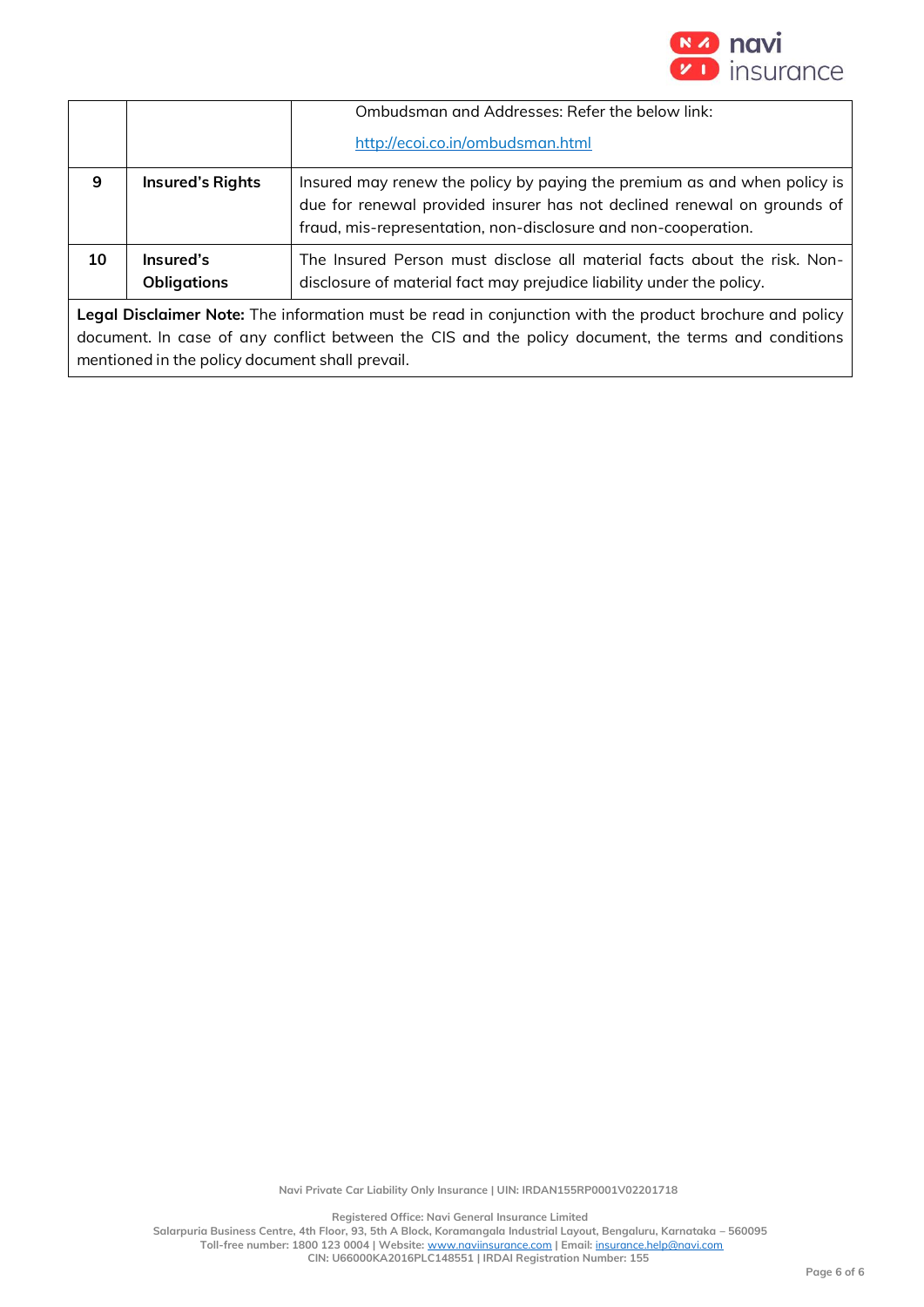| | | |
|---|---|---|
| | | Ombudsman and Addresses: Refer the below link: http://ecoi.co.in/ombudsman.html |
| 9 | **Insured's Rights** | Insured may renew the policy by paying the premium as and when policy is due for renewal provided insurer has not declined renewal on grounds of fraud, mis-representation, non-disclosure and non-cooperation. |
| 10 | **Insured's Obligations** | The Insured Person must disclose all material facts about the risk. Non-disclosure of material fact may prejudice liability under the policy. |

**Legal Disclaimer Note:** The information must be read in conjunction with the product brochure and policy document. In case of any conflict between the CIS and the policy document, the terms and conditions mentioned in the policy document shall prevail.